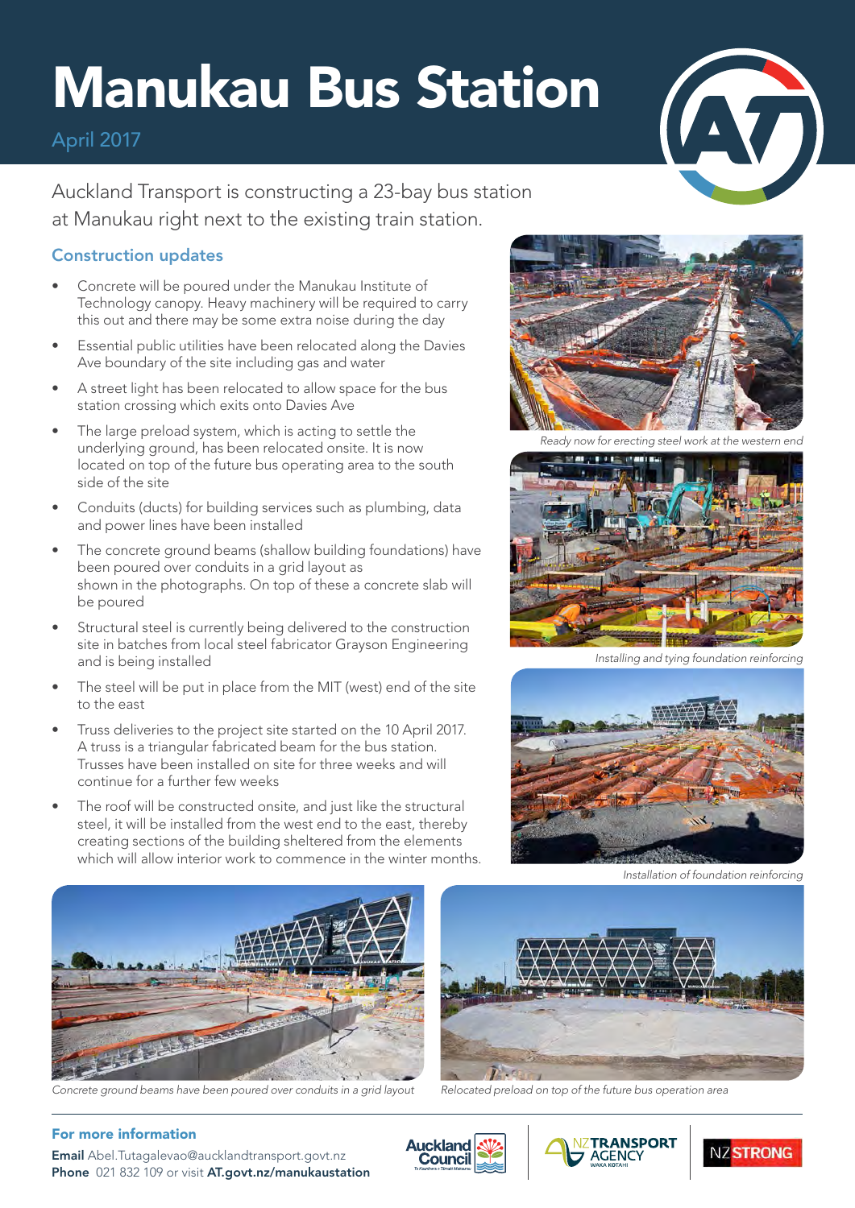# Manukau Bus Station

April 2017

Auckland Transport is constructing a 23-bay bus station at Manukau right next to the existing train station.

## Construction updates

- Concrete will be poured under the Manukau Institute of Technology canopy. Heavy machinery will be required to carry this out and there may be some extra noise during the day
- Essential public utilities have been relocated along the Davies Ave boundary of the site including gas and water
- A street light has been relocated to allow space for the bus station crossing which exits onto Davies Ave
- The large preload system, which is acting to settle the underlying ground, has been relocated onsite. It is now located on top of the future bus operating area to the south side of the site
- Conduits (ducts) for building services such as plumbing, data and power lines have been installed
- The concrete ground beams (shallow building foundations) have been poured over conduits in a grid layout as shown in the photographs. On top of these a concrete slab will be poured
- Structural steel is currently being delivered to the construction site in batches from local steel fabricator Grayson Engineering and is being installed
- The steel will be put in place from the MIT (west) end of the site to the east
- Truss deliveries to the project site started on the 10 April 2017. A truss is a triangular fabricated beam for the bus station. Trusses have been installed on site for three weeks and will continue for a further few weeks
- The roof will be constructed onsite, and just like the structural steel, it will be installed from the west end to the east, thereby creating sections of the building sheltered from the elements which will allow interior work to commence in the winter months.

*Ready now for erecting steel work at the western end*

*Installing and tying foundation reinforcing*

*Installation of foundation reinforcing*

*Concrete ground beams have been poured over conduits in a grid layout*

*Relocated preload on top of the future bus operation area*

### For more information

**Email** Abel.Tutagalevao@aucklandtransport.govt.nz
**Phone** 021 832 109 or visit **AT.govt.nz/manukaustation**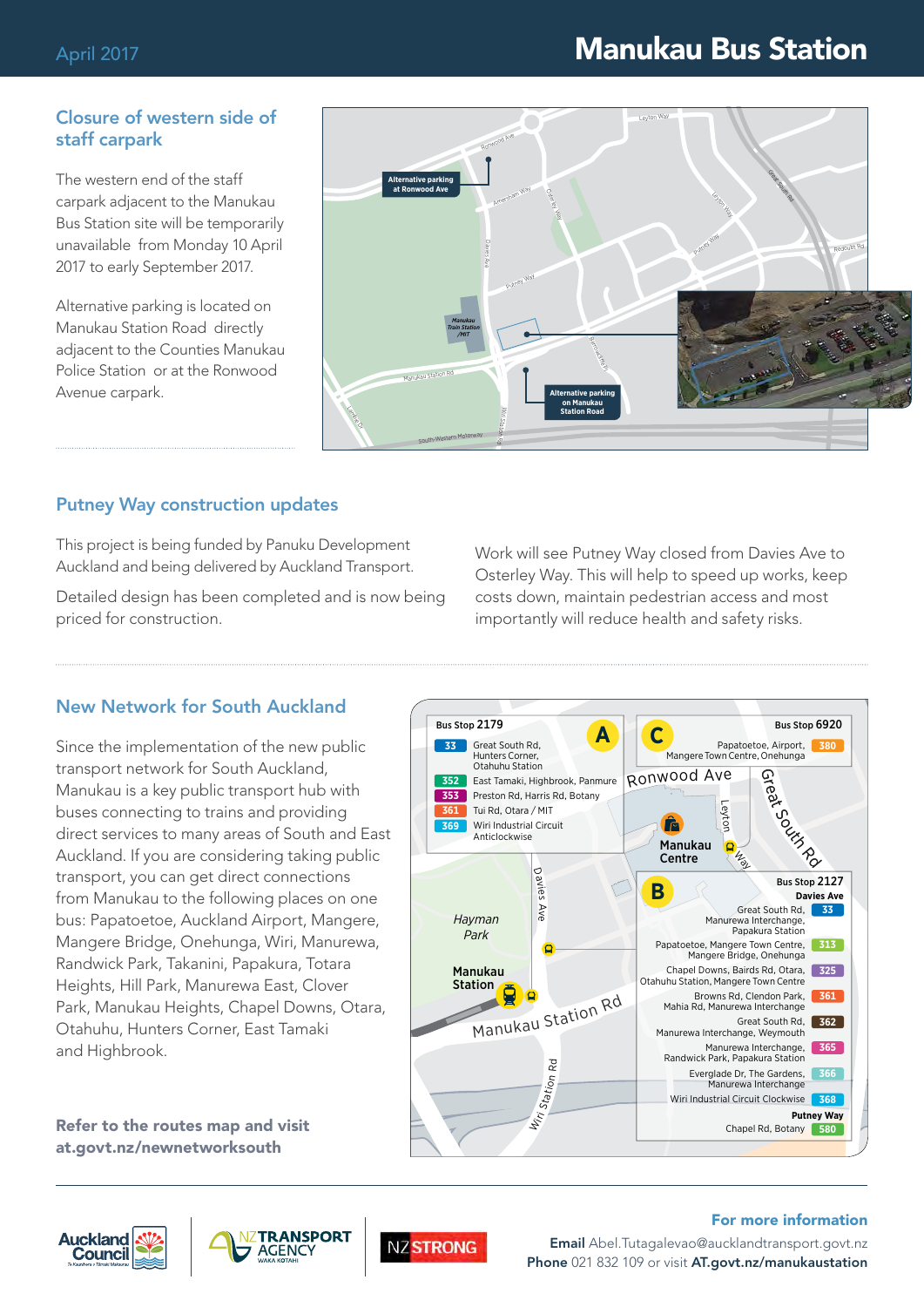# Manukau Bus Station

April 2017

## Closure of western side of staff carpark

The western end of the staff carpark adjacent to the Manukau Bus Station site will be temporarily unavailable from Monday 10 April 2017 to early September 2017.

Alternative parking is located on Manukau Station Road directly adjacent to the Counties Manukau Police Station or at the Ronwood Avenue carpark.

Alternative parking at Ronwood Ave

Alternative parking on Manukau Station Road

## Putney Way construction updates

This project is being funded by Panuku Development Auckland and being delivered by Auckland Transport.

Detailed design has been completed and is now being priced for construction.

Work will see Putney Way closed from Davies Ave to Osterley Way. This will help to speed up works, keep costs down, maintain pedestrian access and most importantly will reduce health and safety risks.

## New Network for South Auckland

Since the implementation of the new public transport network for South Auckland, Manukau is a key public transport hub with buses connecting to trains and providing direct services to many areas of South and East Auckland. If you are considering taking public transport, you can get direct connections from Manukau to the following places on one bus: Papatoetoe, Auckland Airport, Mangere, Mangere Bridge, Onehunga, Wiri, Manurewa, Randwick Park, Takanini, Papakura, Totara Heights, Hill Park, Manurewa East, Clover Park, Manukau Heights, Chapel Downs, Otara, Otahuhu, Hunters Corner, East Tamaki and Highbrook.

**Refer to the routes map and visit at.govt.nz/newnetworksouth**

**A – Bus Stop 2179**

| Route | Destination |
|---|---|
| 33 | Great South Rd, Hunters Corner, Otahuhu Station |
| 352 | East Tamaki, Highbrook, Panmure |
| 353 | Preston Rd, Harris Rd, Botany |
| 361 | Tui Rd, Otara / MIT |
| 369 | Wiri Industrial Circuit Anticlockwise |

**C – Bus Stop 6920**

| Route | Destination |
|---|---|
| 380 | Papatoetoe, Airport, Mangere Town Centre, Onehunga |

**B – Bus Stop 2127, Davies Ave**

| Route | Destination |
|---|---|
| 33 | Great South Rd, Manurewa Interchange, Papakura Station |
| 313 | Papatoetoe, Mangere Town Centre, Mangere Bridge, Onehunga |
| 325 | Chapel Downs, Bairds Rd, Otara, Otahuhu Station, Mangere Town Centre |
| 361 | Browns Rd, Clendon Park, Mahia Rd, Manurewa Interchange |
| 362 | Great South Rd, Manurewa Interchange, Weymouth |
| 365 | Manurewa Interchange, Randwick Park, Papakura Station |
| 366 | Everglade Dr, The Gardens, Manurewa Interchange |
| 368 | Wiri Industrial Circuit Clockwise |

**Putney Way**

| Route | Destination |
|---|---|
| 580 | Chapel Rd, Botany |

### For more information

**Email** Abel.Tutagalevao@aucklandtransport.govt.nz
**Phone** 021 832 109 or visit **AT.govt.nz/manukaustation**